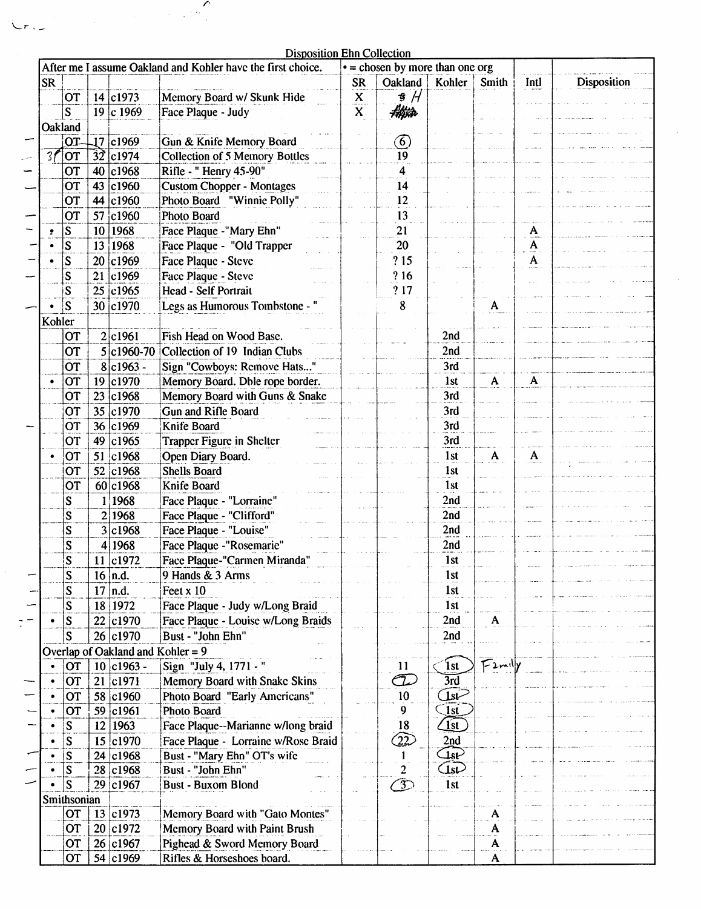# Disposition Ehn Collection

| After me I assume Oakland and Kohler have the first choice. | | | | | • = chosen by more than one org | | | | | |
|---|---|---|---|---|---|---|---|---|---|---|
| SR | | | | | SR | Oakland | Kohler | Smith | Intl | Disposition |
| | OT | 14 | c1973 | Memory Board w/ Skunk Hide | X | $ H | | | | |
| | S | 19 | c 1969 | Face Plaque - Judy | X | | | | | |
| **Oakland** | | | | | | | | | | |
| | OT | 17 | c1969 | Gun & Knife Memory Board | | (6) | | | | |
| | OT | 32 | c1974 | Collection of 5 Memory Bottles | | 19 | | | | |
| | OT | 40 | c1968 | Rifle - " Henry 45-90" | | 4 | | | | |
| | OT | 43 | c1960 | Custom Chopper - Montages | | 14 | | | | |
| | OT | 44 | c1960 | Photo Board "Winnie Polly" | | 12 | | | | |
| | OT | 57 | c1960 | Photo Board | | 13 | | | | |
| • | S | 10 | 1968 | Face Plaque -"Mary Ehn" | | 21 | | | A | |
| • | S | 13 | 1968 | Face Plaque - "Old Trapper | | 20 | | | A | |
| • | S | 20 | c1969 | Face Plaque - Steve | | ? 15 | | | A | |
| | S | 21 | c1969 | Face Plaque - Steve | | ? 16 | | | | |
| | S | 25 | c1965 | Head - Self Portrait | | ? 17 | | | | |
| • | S | 30 | c1970 | Legs as Humorous Tombstone - " | | 8 | | A | | |
| **Kohler** | | | | | | | | | | |
| | OT | 2 | c1961 | Fish Head on Wood Base. | | | 2nd | | | |
| | OT | 5 | c1960-70 | Collection of 19 Indian Clubs | | | 2nd | | | |
| | OT | 8 | c1963 - | Sign "Cowboys: Remove Hats..." | | | 3rd | | | |
| • | OT | 19 | c1970 | Memory Board. Dble rope border. | | | 1st | A | A | |
| | OT | 23 | c1968 | Memory Board with Guns & Snake | | | 3rd | | | |
| | OT | 35 | c1970 | Gun and Rifle Board | | | 3rd | | | |
| | OT | 36 | c1969 | Knife Board | | | 3rd | | | |
| | OT | 49 | c1965 | Trapper Figure in Shelter | | | 3rd | | | |
| • | OT | 51 | c1968 | Open Diary Board. | | | 1st | A | A | |
| | OT | 52 | c1968 | Shells Board | | | 1st | | | |
| | OT | 60 | c1968 | Knife Board | | | 1st | | | |
| | S | 1 | 1968 | Face Plaque - "Lorraine" | | | 2nd | | | |
| | S | 2 | 1968 | Face Plaque - "Clifford" | | | 2nd | | | |
| | S | 3 | c1968 | Face Plaque - "Louise" | | | 2nd | | | |
| | S | 4 | 1968 | Face Plaque -"Rosemarie" | | | 2nd | | | |
| | S | 11 | c1972 | Face Plaque-"Carmen Miranda" | | | 1st | | | |
| | S | 16 | n.d. | 9 Hands & 3 Arms | | | 1st | | | |
| | S | 17 | n.d. | Feet x 10 | | | 1st | | | |
| | S | 18 | 1972 | Face Plaque - Judy w/Long Braid | | | 1st | | | |
| • | S | 22 | c1970 | Face Plaque - Louise w/Long Braids | | | 2nd | A | | |
| | S | 26 | c1970 | Bust - "John Ehn" | | | 2nd | | | |
| **Overlap of Oakland and Kohler = 9** | | | | | | | | | | |
| • | OT | 10 | c1963 - | Sign "July 4, 1771 - " | | 11 | (1st) | Family | | |
| • | OT | 21 | c1971 | Memory Board with Snake Skins | | (7) | 3rd | | | |
| • | OT | 58 | c1960 | Photo Board "Early Americans" | | 10 | (1st) | | | |
| • | OT | 59 | c1961 | Photo Board | | 9 | (1st) | | | |
| • | S | 12 | 1963 | Face Plaque--Marianne w/long braid | | 18 | (1st) | | | |
| • | S | 15 | c1970 | Face Plaque - Lorraine w/Rose Braid | | (22) | 2nd | | | |
| • | S | 24 | c1968 | Bust - "Mary Ehn" OT's wife | | 1 | (1st) | | | |
| • | S | 28 | c1968 | Bust - "John Ehn" | | 2 | (1st) | | | |
| • | S | 29 | c1967 | Bust - Buxom Blond | | (3) | 1st | | | |
| **Smithsonian** | | | | | | | | | | |
| | OT | 13 | c1973 | Memory Board with "Gato Montes" | | | | A | | |
| | OT | 20 | c1972 | Memory Board with Paint Brush | | | | A | | |
| | OT | 26 | c1967 | Pighead & Sword Memory Board | | | | A | | |
| | OT | 54 | c1969 | Rifles & Horseshoes board. | | | | A | | |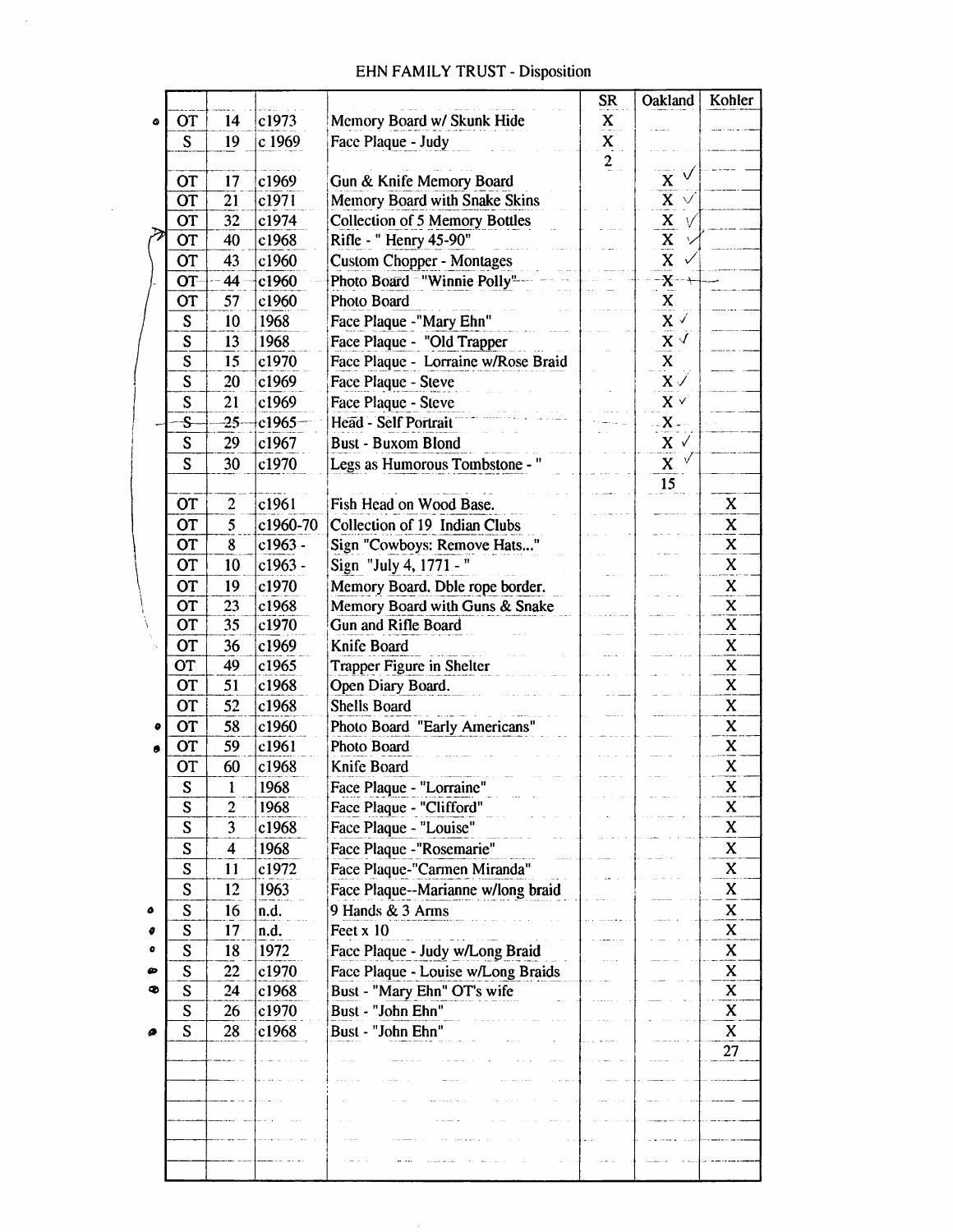# EHN FAMILY TRUST - Disposition

| | | | | | SR | Oakland | Kohler |
|---|---|---|---|---|---|---|---|
| • | OT | 14 | c1973 | Memory Board w/ Skunk Hide | X | | |
| | S | 19 | c 1969 | Face Plaque - Judy | X | | |
| | | | | | 2 | | |
| | OT | 17 | c1969 | Gun & Knife Memory Board | | X ✓ | |
| | OT | 21 | c1971 | Memory Board with Snake Skins | | X ✓ | |
| | OT | 32 | c1974 | Collection of 5 Memory Bottles | | X ✓ | |
| | OT | 40 | c1968 | Rifle - " Henry 45-90" | | X ✓ | |
| | OT | 43 | c1960 | Custom Chopper - Montages | | X ✓ | |
| | ~~OT~~ | ~~44~~ | ~~c1960~~ | ~~Photo Board "Winnie Polly"~~ | | ~~X~~ | |
| | OT | 57 | c1960 | Photo Board | | X | |
| | S | 10 | 1968 | Face Plaque -"Mary Ehn" | | X ✓ | |
| | S | 13 | 1968 | Face Plaque - "Old Trapper | | X ✓ | |
| | S | 15 | c1970 | Face Plaque - Lorraine w/Rose Braid | | X | |
| | S | 20 | c1969 | Face Plaque - Steve | | X ✓ | |
| | S | 21 | c1969 | Face Plaque - Steve | | X ✓ | |
| | ~~S~~ | ~~25~~ | ~~c1965~~ | ~~Head - Self Portrait~~ | | X | |
| | S | 29 | c1967 | Bust - Buxom Blond | | X ✓ | |
| | S | 30 | c1970 | Legs as Humorous Tombstone - " | | X ✓ | |
| | | | | | | 15 | |
| | OT | 2 | c1961 | Fish Head on Wood Base. | | | X |
| | OT | 5 | c1960-70 | Collection of 19 Indian Clubs | | | X |
| | OT | 8 | c1963 - | Sign "Cowboys: Remove Hats..." | | | X |
| | OT | 10 | c1963 - | Sign "July 4, 1771 - " | | | X |
| | OT | 19 | c1970 | Memory Board. Dble rope border. | | | X |
| | OT | 23 | c1968 | Memory Board with Guns & Snake | | | X |
| | OT | 35 | c1970 | Gun and Rifle Board | | | X |
| | OT | 36 | c1969 | Knife Board | | | X |
| | OT | 49 | c1965 | Trapper Figure in Shelter | | | X |
| | OT | 51 | c1968 | Open Diary Board. | | | X |
| | OT | 52 | c1968 | Shells Board | | | X |
| • | OT | 58 | c1960 | Photo Board "Early Americans" | | | X |
| • | OT | 59 | c1961 | Photo Board | | | X |
| | OT | 60 | c1968 | Knife Board | | | X |
| | S | 1 | 1968 | Face Plaque - "Lorraine" | | | X |
| | S | 2 | 1968 | Face Plaque - "Clifford" | | | X |
| | S | 3 | c1968 | Face Plaque - "Louise" | | | X |
| | S | 4 | 1968 | Face Plaque -"Rosemarie" | | | X |
| | S | 11 | c1972 | Face Plaque-"Carmen Miranda" | | | X |
| | S | 12 | 1963 | Face Plaque--Marianne w/long braid | | | X |
| • | S | 16 | n.d. | 9 Hands & 3 Arms | | | X |
| • | S | 17 | n.d. | Feet x 10 | | | X |
| • | S | 18 | 1972 | Face Plaque - Judy w/Long Braid | | | X |
| • | S | 22 | c1970 | Face Plaque - Louise w/Long Braids | | | X |
| • | S | 24 | c1968 | Bust - "Mary Ehn" OT's wife | | | X |
| | S | 26 | c1970 | Bust - "John Ehn" | | | X |
| • | S | 28 | c1968 | Bust - "John Ehn" | | | X |
| | | | | | | | 27 |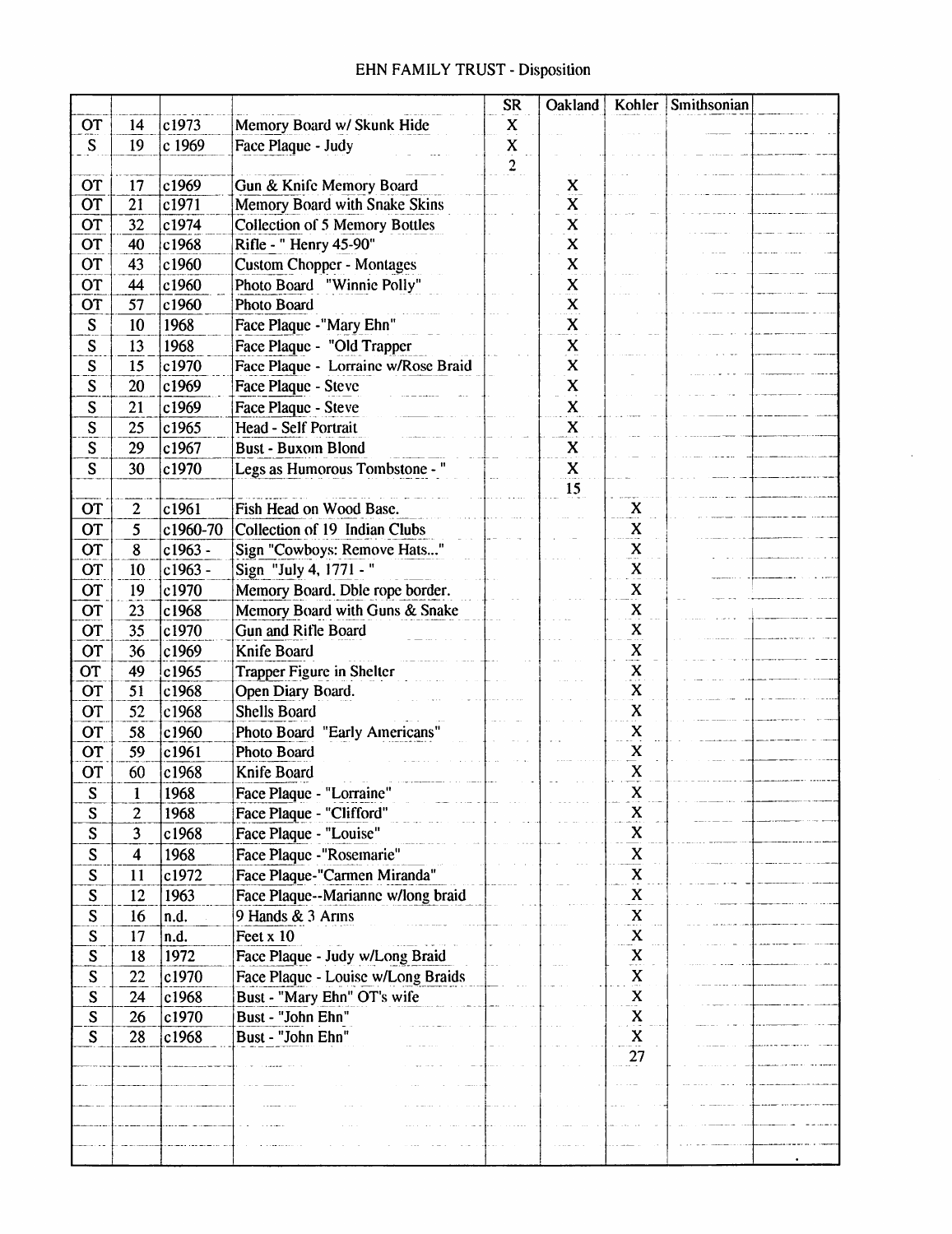# EHN FAMILY TRUST - Disposition

| | | | | SR | Oakland | Kohler | Smithsonian | |
|---|---|---|---|---|---|---|---|---|
| OT | 14 | c1973 | Memory Board w/ Skunk Hide | X | | | | |
| S | 19 | c 1969 | Face Plaque - Judy | X | | | | |
| | | | | 2 | | | | |
| OT | 17 | c1969 | Gun & Knife Memory Board | | X | | | |
| OT | 21 | c1971 | Memory Board with Snake Skins | | X | | | |
| OT | 32 | c1974 | Collection of 5 Memory Bottles | | X | | | |
| OT | 40 | c1968 | Rifle - " Henry 45-90" | | X | | | |
| OT | 43 | c1960 | Custom Chopper - Montages | | X | | | |
| OT | 44 | c1960 | Photo Board "Winnie Polly" | | X | | | |
| OT | 57 | c1960 | Photo Board | | X | | | |
| S | 10 | 1968 | Face Plaque -"Mary Ehn" | | X | | | |
| S | 13 | 1968 | Face Plaque - "Old Trapper | | X | | | |
| S | 15 | c1970 | Face Plaque - Lorraine w/Rose Braid | | X | | | |
| S | 20 | c1969 | Face Plaque - Steve | | X | | | |
| S | 21 | c1969 | Face Plaque - Steve | | X | | | |
| S | 25 | c1965 | Head - Self Portrait | | X | | | |
| S | 29 | c1967 | Bust - Buxom Blond | | X | | | |
| S | 30 | c1970 | Legs as Humorous Tombstone - " | | X | | | |
| | | | | | 15 | | | |
| OT | 2 | c1961 | Fish Head on Wood Base. | | | X | | |
| OT | 5 | c1960-70 | Collection of 19 Indian Clubs | | | X | | |
| OT | 8 | c1963 - | Sign "Cowboys: Remove Hats..." | | | X | | |
| OT | 10 | c1963 - | Sign "July 4, 1771 - " | | | X | | |
| OT | 19 | c1970 | Memory Board. Dble rope border. | | | X | | |
| OT | 23 | c1968 | Memory Board with Guns & Snake | | | X | | |
| OT | 35 | c1970 | Gun and Rifle Board | | | X | | |
| OT | 36 | c1969 | Knife Board | | | X | | |
| OT | 49 | c1965 | Trapper Figure in Shelter | | | X | | |
| OT | 51 | c1968 | Open Diary Board. | | | X | | |
| OT | 52 | c1968 | Shells Board | | | X | | |
| OT | 58 | c1960 | Photo Board "Early Americans" | | | X | | |
| OT | 59 | c1961 | Photo Board | | | X | | |
| OT | 60 | c1968 | Knife Board | | | X | | |
| S | 1 | 1968 | Face Plaque - "Lorraine" | | | X | | |
| S | 2 | 1968 | Face Plaque - "Clifford" | | | X | | |
| S | 3 | c1968 | Face Plaque - "Louise" | | | X | | |
| S | 4 | 1968 | Face Plaque -"Rosemarie" | | | X | | |
| S | 11 | c1972 | Face Plaque-"Carmen Miranda" | | | X | | |
| S | 12 | 1963 | Face Plaque--Marianne w/long braid | | | X | | |
| S | 16 | n.d. | 9 Hands & 3 Arms | | | X | | |
| S | 17 | n.d. | Feet x 10 | | | X | | |
| S | 18 | 1972 | Face Plaque - Judy w/Long Braid | | | X | | |
| S | 22 | c1970 | Face Plaque - Louise w/Long Braids | | | X | | |
| S | 24 | c1968 | Bust - "Mary Ehn" OT's wife | | | X | | |
| S | 26 | c1970 | Bust - "John Ehn" | | | X | | |
| S | 28 | c1968 | Bust - "John Ehn" | | | X | | |
| | | | | | | 27 | | |